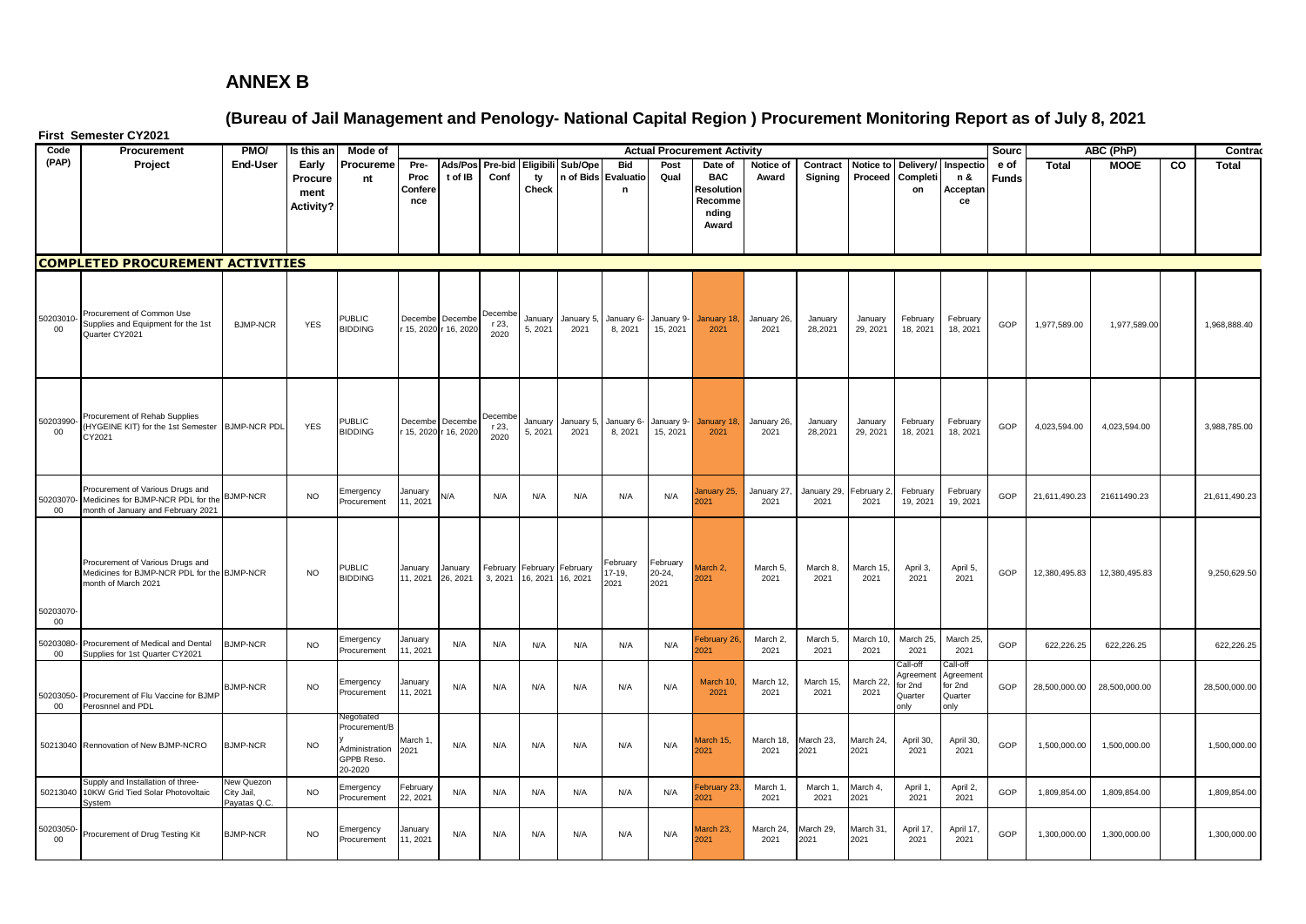# ANNEX B

## (Bureau of Jail Management and Penology- National Capital Region ) Procurement Monitoring Report as of July 8, 2021

**First Semester CY2021**

| Code (PAP) | Procurement Project | PMO/ End-User | Is this an Early Procurement Activity? | Mode of Procurement | Actual Procurement Activity | | | | | | | | | | | | | | Source of Funds | ABC (PhP) | | | Contract |
|---|---|---|---|---|---|---|---|---|---|---|---|---|---|---|---|---|---|---|---|---|---|---|---|
| | | | | | Pre-Proc Conference | Ads/Post of IB | Pre-bid Conf | Eligibility Check | Sub/Open of Bids | Bid Evaluation | Post Qual | Date of BAC Resolution Recommending Award | Notice of Award | Contract Signing | Notice to Proceed | Delivery/ Completion | Inspection & Acceptance | | Total | MOOE | CO | Total |
| **COMPLETED PROCUREMENT ACTIVITIES** | | | | | | | | | | | | | | | | | | | | | | | |
| 50203010-00 | Procurement of Common Use Supplies and Equipment for the 1st Quarter CY2021 | BJMP-NCR | YES | PUBLIC BIDDING | December 15, 2020 | December 16, 2020 | December 23, 2020 | January 5, 2021 | January 5, 2021 | January 6-8, 2021 | January 9-15, 2021 | January 18, 2021 | January 26, 2021 | January 28,2021 | January 29, 2021 | February 18, 2021 | February 18, 2021 | GOP | 1,977,589.00 | 1,977,589.00 | | 1,968,888.40 |
| 50203990-00 | Procurement of Rehab Supplies (HYGEINE KIT) for the 1st Semester CY2021 | BJMP-NCR PDL | YES | PUBLIC BIDDING | December 15, 2020 | December 16, 2020 | December 23, 2020 | January 5, 2021 | January 5, 2021 | January 6-8, 2021 | January 9-15, 2021 | January 18, 2021 | January 26, 2021 | January 28,2021 | January 29, 2021 | February 18, 2021 | February 18, 2021 | GOP | 4,023,594.00 | 4,023,594.00 | | 3,988,785.00 |
| 50203070-00 | Procurement of Various Drugs and Medicines for BJMP-NCR PDL for the month of January and February 2021 | BJMP-NCR | NO | Emergency Procurement | January 11, 2021 | N/A | N/A | N/A | N/A | N/A | N/A | January 25, 2021 | January 27, 2021 | January 29, 2021 | February 2, 2021 | February 19, 2021 | February 19, 2021 | GOP | 21,611,490.23 | 21611490.23 | | 21,611,490.23 |
| 50203070-00 | Procurement of Various Drugs and Medicines for BJMP-NCR PDL for the month of March 2021 | BJMP-NCR | NO | PUBLIC BIDDING | January 11, 2021 | January 26, 2021 | February 3, 2021 | February 16, 2021 | February 16, 2021 | February 17-19, 2021 | February 20-24, 2021 | March 2, 2021 | March 5, 2021 | March 8, 2021 | March 15, 2021 | April 3, 2021 | April 5, 2021 | GOP | 12,380,495.83 | 12,380,495.83 | | 9,250,629.50 |
| 50203080-00 | Procurement of Medical and Dental Supplies for 1st Quarter CY2021 | BJMP-NCR | NO | Emergency Procurement | January 11, 2021 | N/A | N/A | N/A | N/A | N/A | N/A | February 26, 2021 | March 2, 2021 | March 5, 2021 | March 10, 2021 | March 25, 2021 | March 25, 2021 | GOP | 622,226.25 | 622,226.25 | | 622,226.25 |
| 50203050-00 | Procurement of Flu Vaccine for BJMP Perosnnel and PDL | BJMP-NCR | NO | Emergency Procurement | January 11, 2021 | N/A | N/A | N/A | N/A | N/A | N/A | March 10, 2021 | March 12, 2021 | March 15, 2021 | March 22, 2021 | Call-off Agreement for 2nd Quarter only | Call-off Agreement for 2nd Quarter only | GOP | 28,500,000.00 | 28,500,000.00 | | 28,500,000.00 |
| 50213040 | Rennovation of New BJMP-NCRO | BJMP-NCR | NO | Negotiated Procurement/By Administration GPPB Reso. 20-2020 | March 1, 2021 | N/A | N/A | N/A | N/A | N/A | N/A | March 15, 2021 | March 18, 2021 | March 23, 2021 | March 24, 2021 | April 30, 2021 | April 30, 2021 | GOP | 1,500,000.00 | 1,500,000.00 | | 1,500,000.00 |
| 50213040 | Supply and Installation of three-10KW Grid Tied Solar Photovoltaic System | New Quezon City Jail, Payatas Q.C. | NO | Emergency Procurement | February 22, 2021 | N/A | N/A | N/A | N/A | N/A | N/A | February 23, 2021 | March 1, 2021 | March 1, 2021 | March 4, 2021 | April 1, 2021 | April 2, 2021 | GOP | 1,809,854.00 | 1,809,854.00 | | 1,809,854.00 |
| 50203050-00 | Procurement of Drug Testing Kit | BJMP-NCR | NO | Emergency Procurement | January 11, 2021 | N/A | N/A | N/A | N/A | N/A | N/A | March 23, 2021 | March 24, 2021 | March 29, 2021 | March 31, 2021 | April 17, 2021 | April 17, 2021 | GOP | 1,300,000.00 | 1,300,000.00 | | 1,300,000.00 |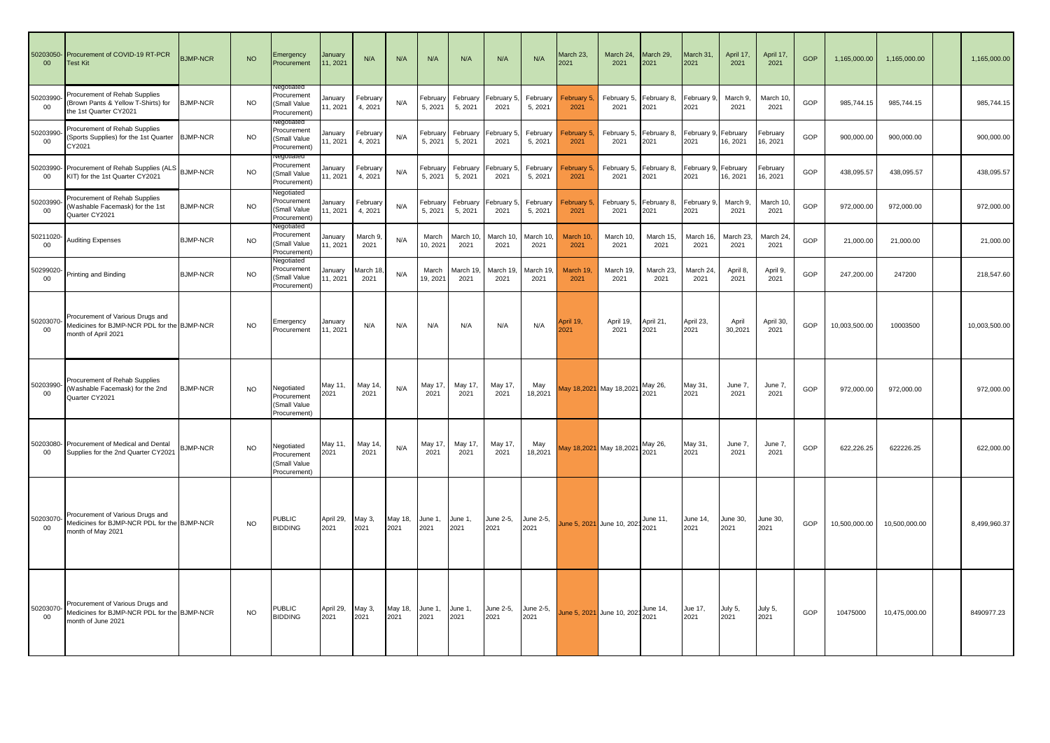| 50203050-00 | Procurement of COVID-19 RT-PCR Test Kit | BJMP-NCR | NO | Emergency Procurement | January 11, 2021 | N/A | N/A | N/A | N/A | N/A | N/A | March 23, 2021 | March 24, 2021 | March 29, 2021 | March 31, 2021 | April 17, 2021 | April 17, 2021 | GOP | 1,165,000.00 | 1,165,000.00 | | 1,165,000.00 |
|---|---|---|---|---|---|---|---|---|---|---|---|---|---|---|---|---|---|---|---|---|---|---|
| 50203990-00 | Procurement of Rehab Supplies (Brown Pants & Yellow T-Shirts) for the 1st Quarter CY2021 | BJMP-NCR | NO | Negotiated Procurement (Small Value Procurement) | January 11, 2021 | February 4, 2021 | N/A | February 5, 2021 | February 5, 2021 | February 5, 2021 | February 5, 2021 | February 5, 2021 | February 5, 2021 | February 8, 2021 | February 9, 2021 | March 9, 2021 | March 10, 2021 | GOP | 985,744.15 | 985,744.15 | | 985,744.15 |
| 50203990-00 | Procurement of Rehab Supplies (Sports Supplies) for the 1st Quarter CY2021 | BJMP-NCR | NO | Negotiated Procurement (Small Value Procurement) | January 11, 2021 | February 4, 2021 | N/A | February 5, 2021 | February 5, 2021 | February 5, 2021 | February 5, 2021 | February 5, 2021 | February 5, 2021 | February 8, 2021 | February 9, 2021 | February 16, 2021 | February 16, 2021 | GOP | 900,000.00 | 900,000.00 | | 900,000.00 |
| 50203990-00 | Procurement of Rehab Supplies (ALS KIT) for the 1st Quarter CY2021 | BJMP-NCR | NO | Negotiated Procurement (Small Value Procurement) | January 11, 2021 | February 4, 2021 | N/A | February 5, 2021 | February 5, 2021 | February 5, 2021 | February 5, 2021 | February 5, 2021 | February 5, 2021 | February 8, 2021 | February 9, 2021 | February 16, 2021 | February 16, 2021 | GOP | 438,095.57 | 438,095.57 | | 438,095.57 |
| 50203990-00 | Procurement of Rehab Supplies (Washable Facemask) for the 1st Quarter CY2021 | BJMP-NCR | NO | Negotiated Procurement (Small Value Procurement) | January 11, 2021 | February 4, 2021 | N/A | February 5, 2021 | February 5, 2021 | February 5, 2021 | February 5, 2021 | February 5, 2021 | February 5, 2021 | February 8, 2021 | February 9, 2021 | March 9, 2021 | March 10, 2021 | GOP | 972,000.00 | 972,000.00 | | 972,000.00 |
| 50211020-00 | Auditing Expenses | BJMP-NCR | NO | Negotiated Procurement (Small Value Procurement) | January 11, 2021 | March 9, 2021 | N/A | March 10, 2021 | March 10, 2021 | March 10, 2021 | March 10, 2021 | March 10, 2021 | March 10, 2021 | March 15, 2021 | March 16, 2021 | March 23, 2021 | March 24, 2021 | GOP | 21,000.00 | 21,000.00 | | 21,000.00 |
| 50299020-00 | Printing and Binding | BJMP-NCR | NO | Negotiated Procurement (Small Value Procurement) | January 11, 2021 | March 18, 2021 | N/A | March 19, 2021 | March 19, 2021 | March 19, 2021 | March 19, 2021 | March 19, 2021 | March 19, 2021 | March 23, 2021 | March 24, 2021 | April 8, 2021 | April 9, 2021 | GOP | 247,200.00 | 247200 | | 218,547.60 |
| 50203070-00 | Procurement of Various Drugs and Medicines for BJMP-NCR PDL for the month of April 2021 | BJMP-NCR | NO | Emergency Procurement | January 11, 2021 | N/A | N/A | N/A | N/A | N/A | N/A | April 19, 2021 | April 19, 2021 | April 21, 2021 | April 23, 2021 | April 30,2021 | April 30, 2021 | GOP | 10,003,500.00 | 10003500 | | 10,003,500.00 |
| 50203990-00 | Procurement of Rehab Supplies (Washable Facemask) for the 2nd Quarter CY2021 | BJMP-NCR | NO | Negotiated Procurement (Small Value Procurement) | May 11, 2021 | May 14, 2021 | N/A | May 17, 2021 | May 17, 2021 | May 17, 2021 | May 18,2021 | May 18,2021 | May 18,2021 | May 26, 2021 | May 31, 2021 | June 7, 2021 | June 7, 2021 | GOP | 972,000.00 | 972,000.00 | | 972,000.00 |
| 50203080-00 | Procurement of Medical and Dental Supplies for the 2nd Quarter CY2021 | BJMP-NCR | NO | Negotiated Procurement (Small Value Procurement) | May 11, 2021 | May 14, 2021 | N/A | May 17, 2021 | May 17, 2021 | May 17, 2021 | May 18,2021 | May 18,2021 | May 18,2021 | May 26, 2021 | May 31, 2021 | June 7, 2021 | June 7, 2021 | GOP | 622,226.25 | 622226.25 | | 622,000.00 |
| 50203070-00 | Procurement of Various Drugs and Medicines for BJMP-NCR PDL for the month of May 2021 | BJMP-NCR | NO | PUBLIC BIDDING | April 29, 2021 | May 3, 2021 | May 18, 2021 | June 1, 2021 | June 1, 2021 | June 2-5, 2021 | June 2-5, 2021 | June 5, 2021 | June 10, 2021 | June 11, 2021 | June 14, 2021 | June 30, 2021 | June 30, 2021 | GOP | 10,500,000.00 | 10,500,000.00 | | 8,499,960.37 |
| 50203070-00 | Procurement of Various Drugs and Medicines for BJMP-NCR PDL for the month of June 2021 | BJMP-NCR | NO | PUBLIC BIDDING | April 29, 2021 | May 3, 2021 | May 18, 2021 | June 1, 2021 | June 1, 2021 | June 2-5, 2021 | June 2-5, 2021 | June 5, 2021 | June 10, 2021 | June 14, 2021 | Jue 17, 2021 | July 5, 2021 | July 5, 2021 | GOP | 10475000 | 10,475,000.00 | | 8490977.23 |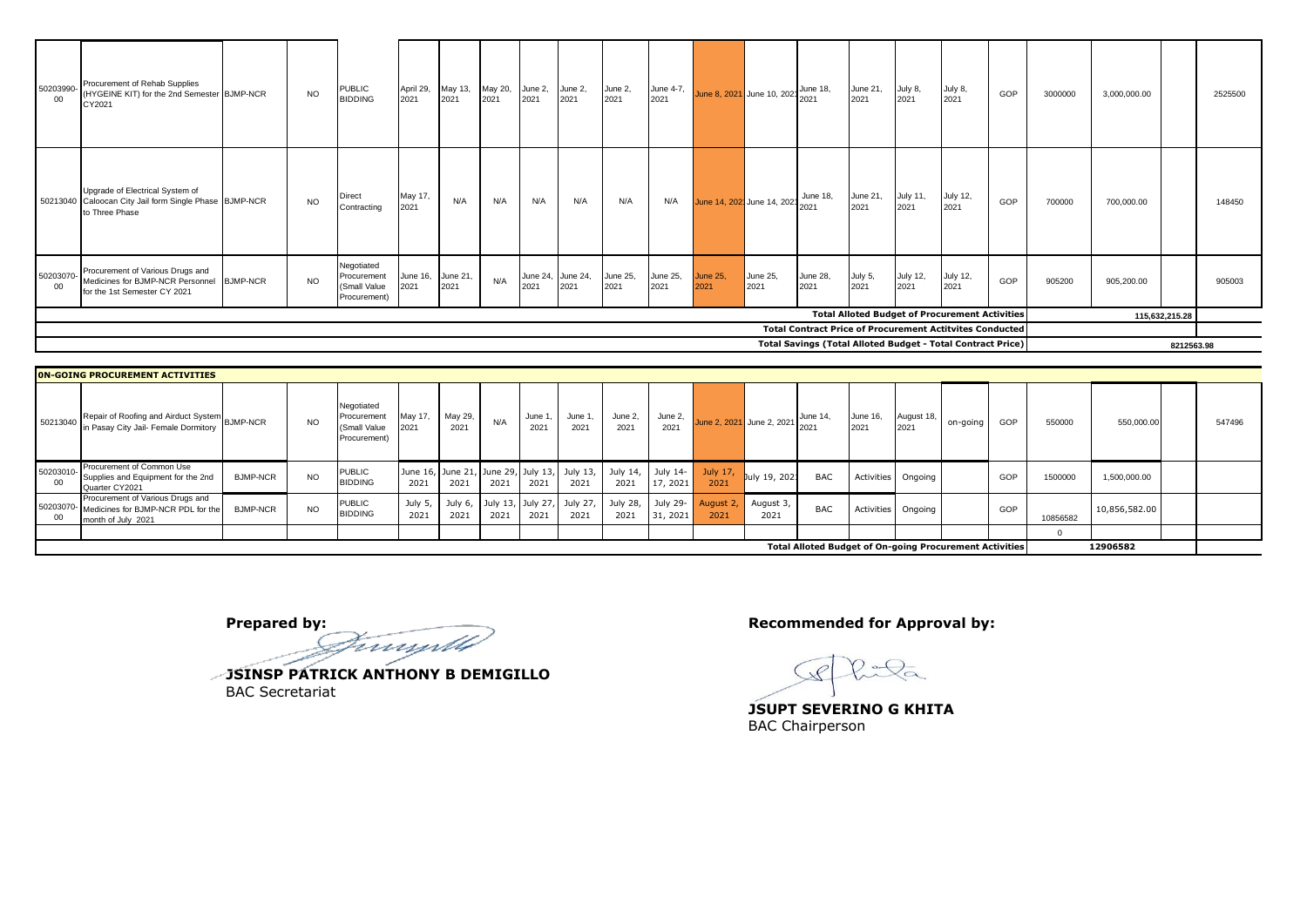| | | | | | | | | | | | | | | | | | | | | | | | |
|---|---|---|---|---|---|---|---|---|---|---|---|---|---|---|---|---|---|---|---|---|---|---|---|
| 50203990-00 | Procurement of Rehab Supplies (HYGEINE KIT) for the 2nd Semester CY2021 | BJMP-NCR | NO | PUBLIC BIDDING | April 29, 2021 | May 13, 2021 | May 20, 2021 | June 2, 2021 | June 2, 2021 | June 2, 2021 | June 4-7, 2021 | June 8, 2021 | June 10, 2021 | June 18, 2021 | June 21, 2021 | July 8, 2021 | July 8, 2021 | GOP | 3000000 | 3,000,000.00 | | 2525500 |
| 50213040 | Upgrade of Electrical System of Caloocan City Jail form Single Phase to Three Phase | BJMP-NCR | NO | Direct Contracting | May 17, 2021 | N/A | N/A | N/A | N/A | N/A | N/A | June 14, 2021 | June 14, 2021 | June 18, 2021 | June 21, 2021 | July 11, 2021 | July 12, 2021 | GOP | 700000 | 700,000.00 | | 148450 |
| 50203070-00 | Procurement of Various Drugs and Medicines for BJMP-NCR Personnel for the 1st Semester CY 2021 | BJMP-NCR | NO | Negotiated Procurement (Small Value Procurement) | June 16, 2021 | June 21, 2021 | N/A | June 24, 2021 | June 24, 2021 | June 25, 2021 | June 25, 2021 | June 25, 2021 | June 25, 2021 | June 28, 2021 | July 5, 2021 | July 12, 2021 | July 12, 2021 | GOP | 905200 | 905,200.00 | | 905003 |
| | | | | | | | | | | | | | | | | | **Total Alloted Budget of Procurement Activities** | | | 115,632,215.28 | | |
| | | | | | | | | | | | | | | | | | **Total Contract Price of Procurement Actitvites Conducted** | | | | | |
| | | | | | | | | | | | | | | | | | **Total Savings (Total Alloted Budget - Total Contract Price)** | | | | 8212563.98 | |

**0N-GOING PROCUREMENT ACTIVITIES**

| | | | | | | | | | | | | | | | | | | | | | | |
|---|---|---|---|---|---|---|---|---|---|---|---|---|---|---|---|---|---|---|---|---|---|---|
| 50213040 | Repair of Roofing and Airduct System in Pasay City Jail- Female Dormitory | BJMP-NCR | NO | Negotiated Procurement (Small Value Procurement) | May 17, 2021 | May 29, 2021 | N/A | June 1, 2021 | June 1, 2021 | June 2, 2021 | June 2, 2021 | June 2, 2021 | June 2, 2021 | June 14, 2021 | June 16, 2021 | August 18, 2021 | on-going | GOP | 550000 | 550,000.00 | | 547496 |
| 50203010-00 | Procurement of Common Use Supplies and Equipment for the 2nd Quarter CY2021 | BJMP-NCR | NO | PUBLIC BIDDING | June 16, 2021 | June 21, 2021 | June 29, 2021 | July 13, 2021 | July 13, 2021 | July 14, 2021 | July 14-17, 2021 | July 17, 2021 | July 19, 2021 | BAC | Activities | Ongoing | | GOP | 1500000 | 1,500,000.00 | | |
| 50203070-00 | Procurement of Various Drugs and Medicines for BJMP-NCR PDL for the month of July 2021 | BJMP-NCR | NO | PUBLIC BIDDING | July 5, 2021 | July 6, 2021 | July 13, 2021 | July 27, 2021 | July 27, 2021 | July 28, 2021 | July 29-31, 2021 | August 2, 2021 | August 3, 2021 | BAC | Activities | Ongoing | | GOP | 10856582 | 10,856,582.00 | | |
| | | | | | | | | | | | | | | | | | | | 0 | | | |
| | | | | | | | | | | | | | | | | **Total Alloted Budget of On-going Procurement Activities** | | | | 12906582 | | |

**Prepared by:**

**JSINSP PATRICK ANTHONY B DEMIGILLO**
BAC Secretariat

**Recommended for Approval by:**

**JSUPT SEVERINO G KHITA**
BAC Chairperson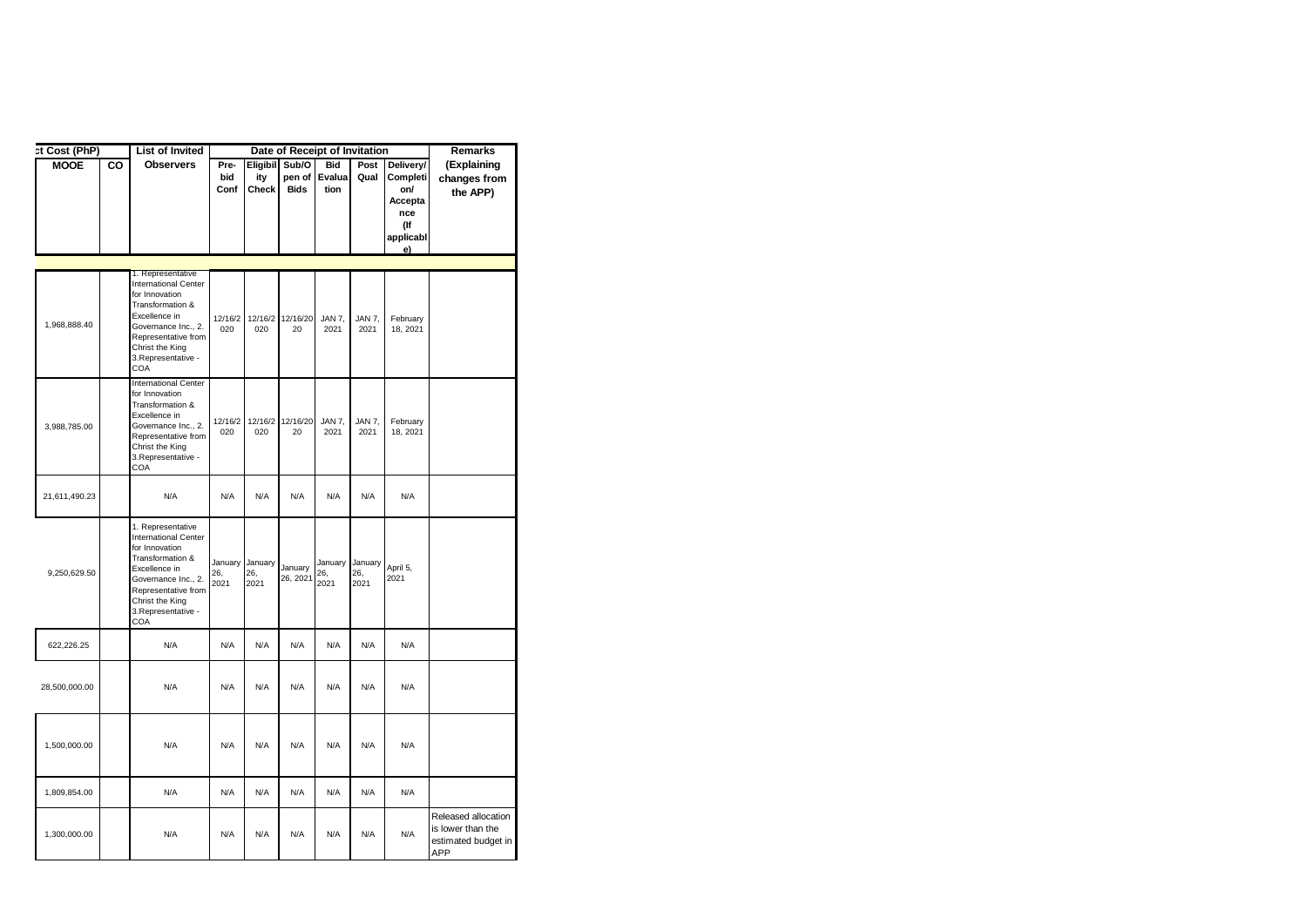| ct Cost (PhP) | | List of Invited Observers | Date of Receipt of Invitation | | | | | | Remarks (Explaining changes from the APP) |
|---|---|---|---|---|---|---|---|---|---|
| MOOE | CO | | Pre-bid Conf | Eligibility Check | Sub/Open of Bids | Bid Evaluation | Post Qual | Delivery/ Completion/ Acceptance (If applicable) | |
| | | | | | | | | | |
| 1,968,888.40 | | 1. Representative International Center for Innovation Transformation & Excellence in Governance Inc., 2. Representative from Christ the King 3.Representative - COA | 12/16/2020 | 12/16/2020 | 12/16/2020 | JAN 7, 2021 | JAN 7, 2021 | February 18, 2021 | |
| 3,988,785.00 | | International Center for Innovation Transformation & Excellence in Governance Inc., 2. Representative from Christ the King 3.Representative - COA | 12/16/2020 | 12/16/2020 | 12/16/2020 | JAN 7, 2021 | JAN 7, 2021 | February 18, 2021 | |
| 21,611,490.23 | | N/A | N/A | N/A | N/A | N/A | N/A | N/A | |
| 9,250,629.50 | | 1. Representative International Center for Innovation Transformation & Excellence in Governance Inc., 2. Representative from Christ the King 3.Representative - COA | January 26, 2021 | January 26, 2021 | January 26, 2021 | January 26, 2021 | January 26, 2021 | April 5, 2021 | |
| 622,226.25 | | N/A | N/A | N/A | N/A | N/A | N/A | N/A | |
| 28,500,000.00 | | N/A | N/A | N/A | N/A | N/A | N/A | N/A | |
| 1,500,000.00 | | N/A | N/A | N/A | N/A | N/A | N/A | N/A | |
| 1,809,854.00 | | N/A | N/A | N/A | N/A | N/A | N/A | N/A | |
| 1,300,000.00 | | N/A | N/A | N/A | N/A | N/A | N/A | N/A | Released allocation is lower than the estimated budget in APP |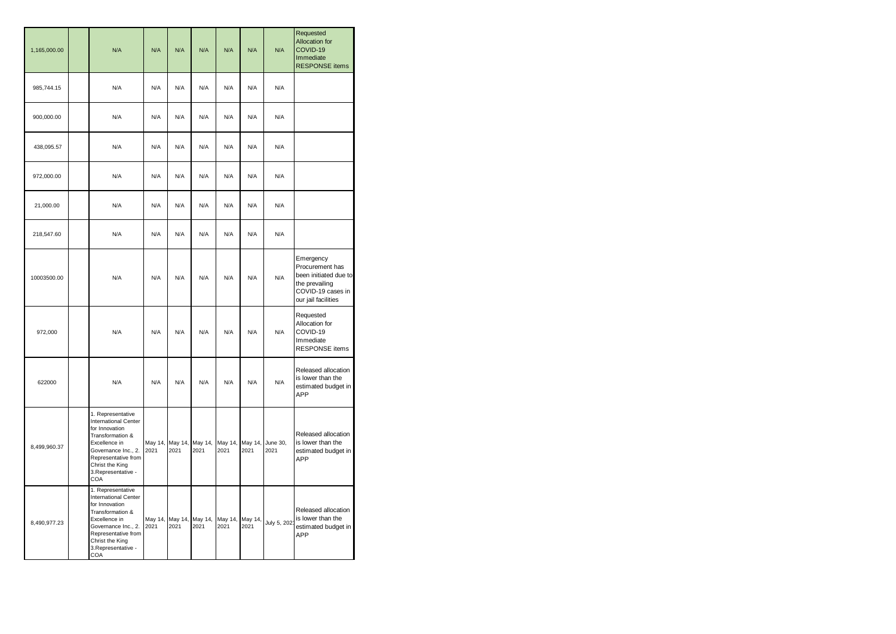| | | | | | | | | | |
|---|---|---|---|---|---|---|---|---|---|
| 1,165,000.00 | | N/A | N/A | N/A | N/A | N/A | N/A | N/A | Requested Allocation for COVID-19 Immediate RESPONSE items |
| 985,744.15 | | N/A | N/A | N/A | N/A | N/A | N/A | N/A | |
| 900,000.00 | | N/A | N/A | N/A | N/A | N/A | N/A | N/A | |
| 438,095.57 | | N/A | N/A | N/A | N/A | N/A | N/A | N/A | |
| 972,000.00 | | N/A | N/A | N/A | N/A | N/A | N/A | N/A | |
| 21,000.00 | | N/A | N/A | N/A | N/A | N/A | N/A | N/A | |
| 218,547.60 | | N/A | N/A | N/A | N/A | N/A | N/A | N/A | |
| 10003500.00 | | N/A | N/A | N/A | N/A | N/A | N/A | N/A | Emergency Procurement has been initiated due to the prevailing COVID-19 cases in our jail facilities |
| 972,000 | | N/A | N/A | N/A | N/A | N/A | N/A | N/A | Requested Allocation for COVID-19 Immediate RESPONSE items |
| 622000 | | N/A | N/A | N/A | N/A | N/A | N/A | N/A | Released allocation is lower than the estimated budget in APP |
| 8,499,960.37 | | 1. Representative International Center for Innovation Transformation & Excellence in Governance Inc., 2. Representative from Christ the King 3.Representative - COA | May 14, 2021 | May 14, 2021 | May 14, 2021 | May 14, 2021 | May 14, 2021 | June 30, 2021 | Released allocation is lower than the estimated budget in APP |
| 8,490,977.23 | | 1. Representative International Center for Innovation Transformation & Excellence in Governance Inc., 2. Representative from Christ the King 3.Representative - COA | May 14, 2021 | May 14, 2021 | May 14, 2021 | May 14, 2021 | May 14, 2021 | July 5, 2021 | Released allocation is lower than the estimated budget in APP |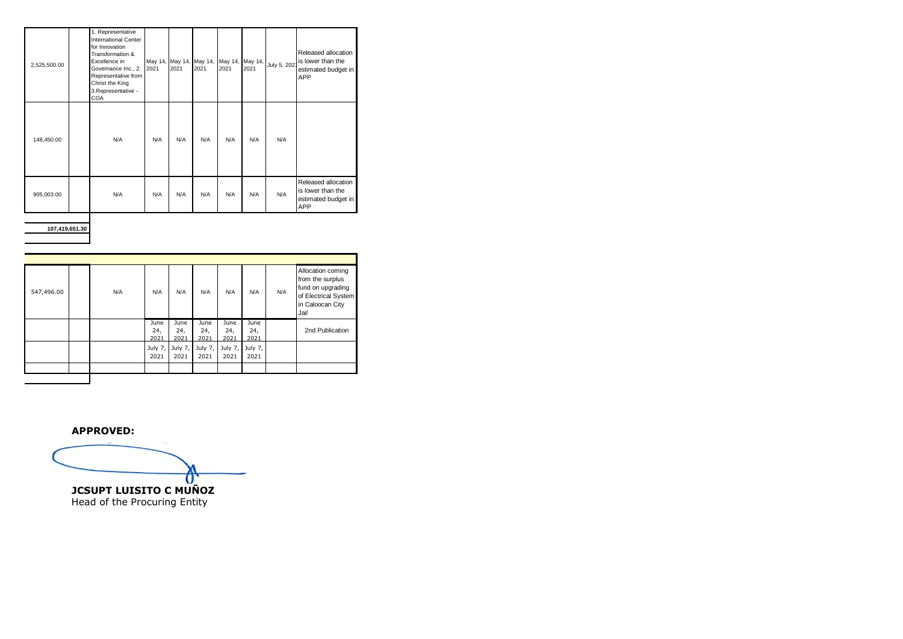| | | | | | | | | | |
|---|---|---|---|---|---|---|---|---|---|
| 2,525,500.00 | | 1. Representative International Center for Innovation Transformation & Excellence in Governance Inc., 2. Representative from Christ the King 3.Representative - COA | May 14, 2021 | May 14, 2021 | May 14, 2021 | May 14, 2021 | May 14, 2021 | July 5, 2021 | Released allocation is lower than the estimated budget in APP |
| 148,450.00 | | N/A | N/A | N/A | N/A | N/A | N/A | N/A | |
| 905,003.00 | | N/A | N/A | N/A | N/A | N/A | N/A | N/A | Released allocation is lower than the estimated budget in APP |
| 107,419,651.30 | | | | | | | | | |

| | | | | | | | | | |
|---|---|---|---|---|---|---|---|---|---|
| 547,496.00 | | N/A | N/A | N/A | N/A | N/A | N/A | N/A | Allocation coming from the surplus fund on upgrading of Electrical System in Caloocan City Jail |
| | | | June 24, 2021 | June 24, 2021 | June 24, 2021 | June 24, 2021 | June 24, 2021 | | 2nd Publication |
| | | | July 7, 2021 | July 7, 2021 | July 7, 2021 | July 7, 2021 | July 7, 2021 | | |

**APPROVED:**

**JCSUPT LUISITO C MUÑOZ**
Head of the Procuring Entity